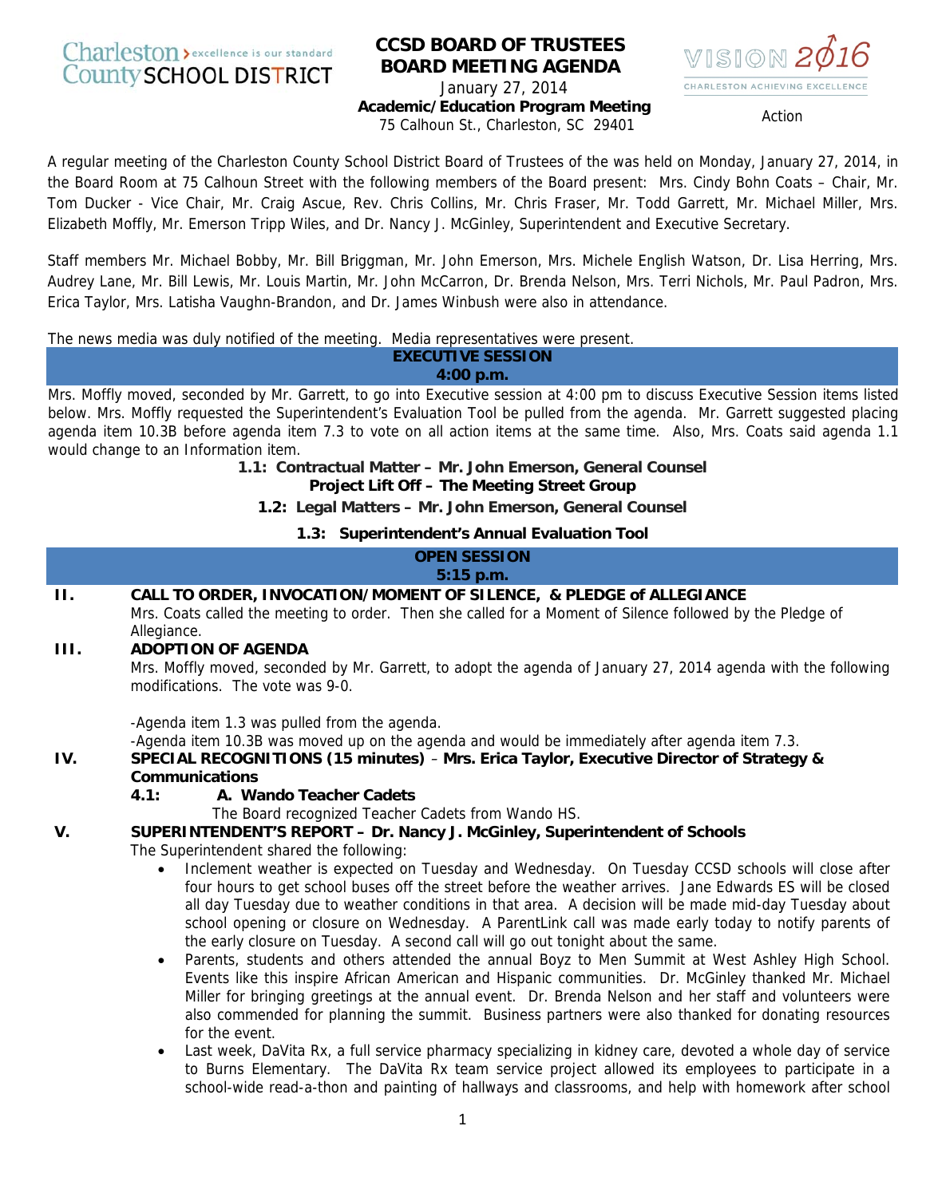Charleston County SCHOOL DISTRICT — excellence is our standard

# CCSD BOARD OF TRUSTEES BOARD MEETING AGENDA

January 27, 2014
**Academic/Education Program Meeting**
75 Calhoun St., Charleston, SC 29401

VISION 2016 — CHARLESTON ACHIEVING EXCELLENCE

Action

A regular meeting of the Charleston County School District Board of Trustees of the was held on Monday, January 27, 2014, in the Board Room at 75 Calhoun Street with the following members of the Board present: Mrs. Cindy Bohn Coats – Chair, Mr. Tom Ducker - Vice Chair, Mr. Craig Ascue, Rev. Chris Collins, Mr. Chris Fraser, Mr. Todd Garrett, Mr. Michael Miller, Mrs. Elizabeth Moffly, Mr. Emerson Tripp Wiles, and Dr. Nancy J. McGinley, Superintendent and Executive Secretary.

Staff members Mr. Michael Bobby, Mr. Bill Briggman, Mr. John Emerson, Mrs. Michele English Watson, Dr. Lisa Herring, Mrs. Audrey Lane, Mr. Bill Lewis, Mr. Louis Martin, Mr. John McCarron, Dr. Brenda Nelson, Mrs. Terri Nichols, Mr. Paul Padron, Mrs. Erica Taylor, Mrs. Latisha Vaughn-Brandon, and Dr. James Winbush were also in attendance.

The news media was duly notified of the meeting. Media representatives were present.

## EXECUTIVE SESSION
**4:00 p.m.**

Mrs. Moffly moved, seconded by Mr. Garrett, to go into Executive session at 4:00 pm to discuss Executive Session items listed below. Mrs. Moffly requested the Superintendent's Evaluation Tool be pulled from the agenda. Mr. Garrett suggested placing agenda item 10.3B before agenda item 7.3 to vote on all action items at the same time. Also, Mrs. Coats said agenda 1.1 would change to an Information item.

**1.1: Contractual Matter – Mr. John Emerson, General Counsel**
**Project Lift Off – The Meeting Street Group**

**1.2: Legal Matters – Mr. John Emerson, General Counsel**

**1.3: Superintendent's Annual Evaluation Tool**

## OPEN SESSION
**5:15 p.m.**

**II. CALL TO ORDER, INVOCATION/MOMENT OF SILENCE, & PLEDGE of ALLEGIANCE**

Mrs. Coats called the meeting to order. Then she called for a Moment of Silence followed by the Pledge of Allegiance.

**III. ADOPTION OF AGENDA**

Mrs. Moffly moved, seconded by Mr. Garrett, to adopt the agenda of January 27, 2014 agenda with the following modifications. The vote was 9-0.

-Agenda item 1.3 was pulled from the agenda.
-Agenda item 10.3B was moved up on the agenda and would be immediately after agenda item 7.3.

**IV. SPECIAL RECOGNITIONS (15 minutes)** – **Mrs. Erica Taylor, Executive Director of Strategy & Communications**

**4.1: A. Wando Teacher Cadets**

The Board recognized Teacher Cadets from Wando HS.

**V. SUPERINTENDENT'S REPORT – Dr. Nancy J. McGinley, Superintendent of Schools**

The Superintendent shared the following:

- Inclement weather is expected on Tuesday and Wednesday. On Tuesday CCSD schools will close after four hours to get school buses off the street before the weather arrives. Jane Edwards ES will be closed all day Tuesday due to weather conditions in that area. A decision will be made mid-day Tuesday about school opening or closure on Wednesday. A ParentLink call was made early today to notify parents of the early closure on Tuesday. A second call will go out tonight about the same.
- Parents, students and others attended the annual Boyz to Men Summit at West Ashley High School. Events like this inspire African American and Hispanic communities. Dr. McGinley thanked Mr. Michael Miller for bringing greetings at the annual event. Dr. Brenda Nelson and her staff and volunteers were also commended for planning the summit. Business partners were also thanked for donating resources for the event.
- Last week, DaVita Rx, a full service pharmacy specializing in kidney care, devoted a whole day of service to Burns Elementary. The DaVita Rx team service project allowed its employees to participate in a school-wide read-a-thon and painting of hallways and classrooms, and help with homework after school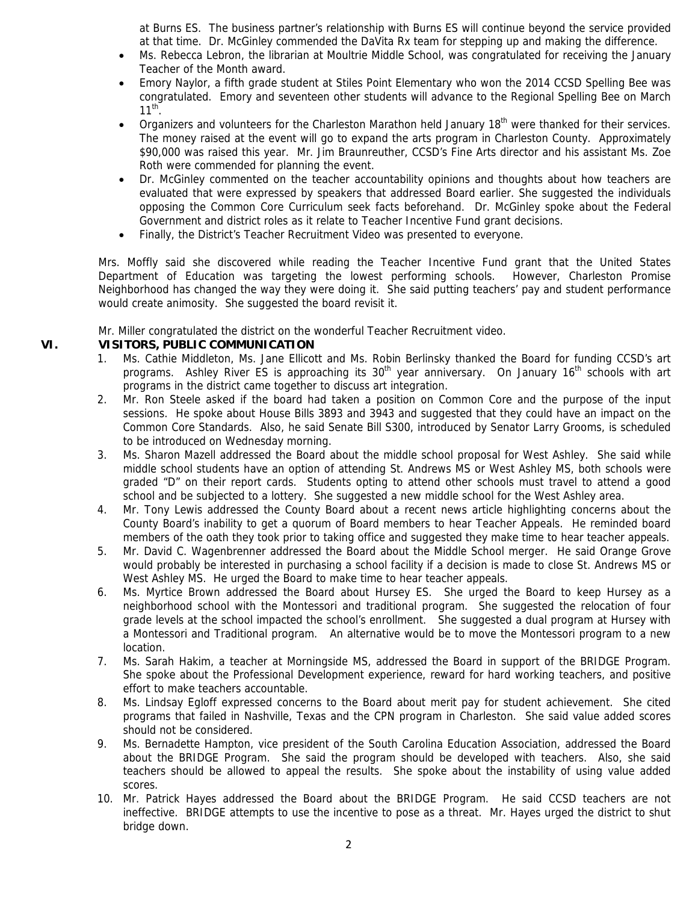at Burns ES. The business partner's relationship with Burns ES will continue beyond the service provided at that time. Dr. McGinley commended the DaVita Rx team for stepping up and making the difference.

- Ms. Rebecca Lebron, the librarian at Moultrie Middle School, was congratulated for receiving the January Teacher of the Month award.
- Emory Naylor, a fifth grade student at Stiles Point Elementary who won the 2014 CCSD Spelling Bee was congratulated. Emory and seventeen other students will advance to the Regional Spelling Bee on March 11th.
- Organizers and volunteers for the Charleston Marathon held January 18th were thanked for their services. The money raised at the event will go to expand the arts program in Charleston County. Approximately $90,000 was raised this year. Mr. Jim Braunreuther, CCSD's Fine Arts director and his assistant Ms. Zoe Roth were commended for planning the event.
- Dr. McGinley commented on the teacher accountability opinions and thoughts about how teachers are evaluated that were expressed by speakers that addressed Board earlier. She suggested the individuals opposing the Common Core Curriculum seek facts beforehand. Dr. McGinley spoke about the Federal Government and district roles as it relate to Teacher Incentive Fund grant decisions.
- Finally, the District's Teacher Recruitment Video was presented to everyone.

Mrs. Moffly said she discovered while reading the Teacher Incentive Fund grant that the United States Department of Education was targeting the lowest performing schools. However, Charleston Promise Neighborhood has changed the way they were doing it. She said putting teachers' pay and student performance would create animosity. She suggested the board revisit it.

Mr. Miller congratulated the district on the wonderful Teacher Recruitment video.

## VI. VISITORS, PUBLIC COMMUNICATION

1. Ms. Cathie Middleton, Ms. Jane Ellicott and Ms. Robin Berlinsky thanked the Board for funding CCSD's art programs. Ashley River ES is approaching its 30th year anniversary. On January 16th schools with art programs in the district came together to discuss art integration.
2. Mr. Ron Steele asked if the board had taken a position on Common Core and the purpose of the input sessions. He spoke about House Bills 3893 and 3943 and suggested that they could have an impact on the Common Core Standards. Also, he said Senate Bill S300, introduced by Senator Larry Grooms, is scheduled to be introduced on Wednesday morning.
3. Ms. Sharon Mazell addressed the Board about the middle school proposal for West Ashley. She said while middle school students have an option of attending St. Andrews MS or West Ashley MS, both schools were graded "D" on their report cards. Students opting to attend other schools must travel to attend a good school and be subjected to a lottery. She suggested a new middle school for the West Ashley area.
4. Mr. Tony Lewis addressed the County Board about a recent news article highlighting concerns about the County Board's inability to get a quorum of Board members to hear Teacher Appeals. He reminded board members of the oath they took prior to taking office and suggested they make time to hear teacher appeals.
5. Mr. David C. Wagenbrenner addressed the Board about the Middle School merger. He said Orange Grove would probably be interested in purchasing a school facility if a decision is made to close St. Andrews MS or West Ashley MS. He urged the Board to make time to hear teacher appeals.
6. Ms. Myrtice Brown addressed the Board about Hursey ES. She urged the Board to keep Hursey as a neighborhood school with the Montessori and traditional program. She suggested the relocation of four grade levels at the school impacted the school's enrollment. She suggested a dual program at Hursey with a Montessori and Traditional program. An alternative would be to move the Montessori program to a new location.
7. Ms. Sarah Hakim, a teacher at Morningside MS, addressed the Board in support of the BRIDGE Program. She spoke about the Professional Development experience, reward for hard working teachers, and positive effort to make teachers accountable.
8. Ms. Lindsay Egloff expressed concerns to the Board about merit pay for student achievement. She cited programs that failed in Nashville, Texas and the CPN program in Charleston. She said value added scores should not be considered.
9. Ms. Bernadette Hampton, vice president of the South Carolina Education Association, addressed the Board about the BRIDGE Program. She said the program should be developed with teachers. Also, she said teachers should be allowed to appeal the results. She spoke about the instability of using value added scores.
10. Mr. Patrick Hayes addressed the Board about the BRIDGE Program. He said CCSD teachers are not ineffective. BRIDGE attempts to use the incentive to pose as a threat. Mr. Hayes urged the district to shut bridge down.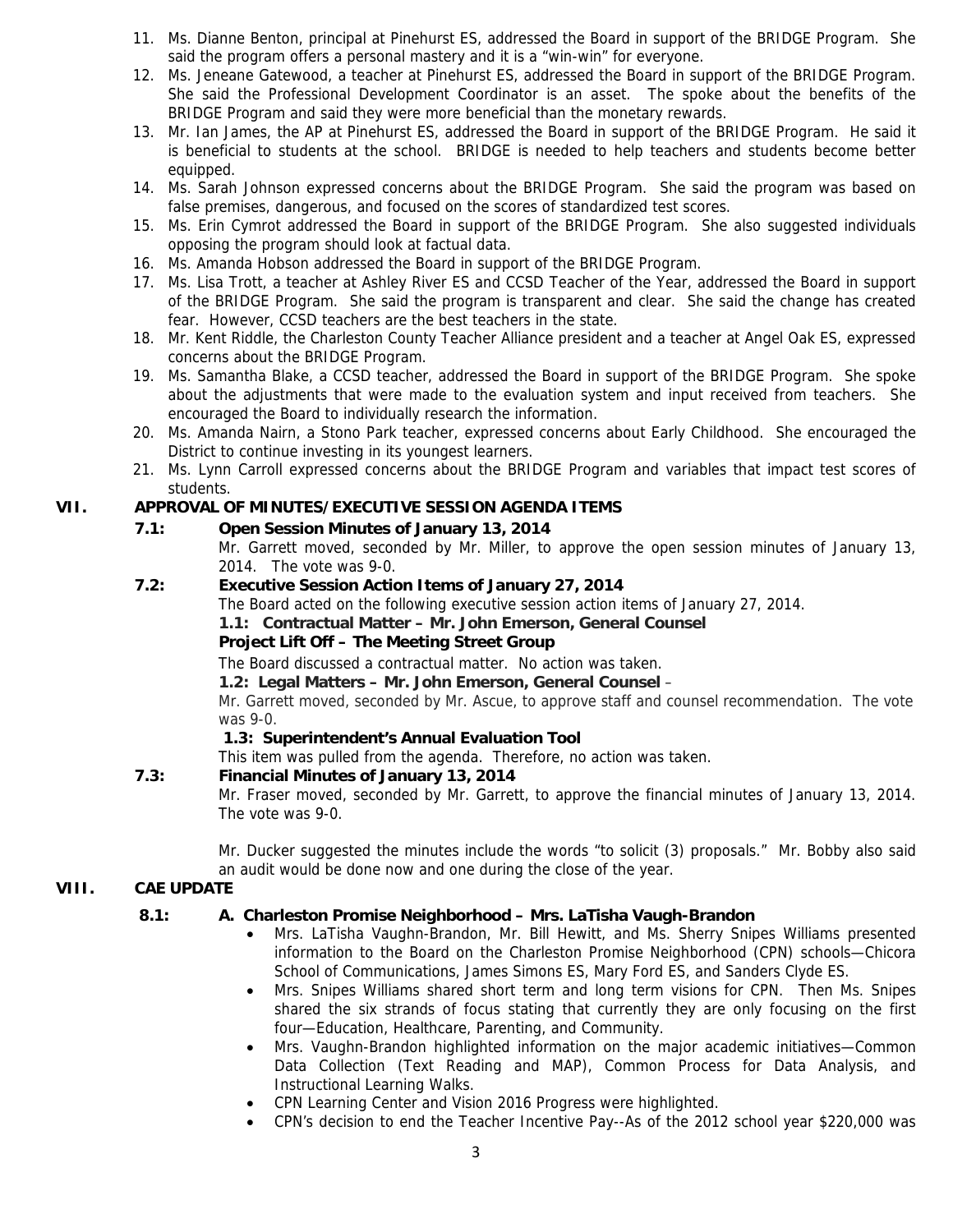11. Ms. Dianne Benton, principal at Pinehurst ES, addressed the Board in support of the BRIDGE Program. She said the program offers a personal mastery and it is a "win-win" for everyone.
12. Ms. Jeneane Gatewood, a teacher at Pinehurst ES, addressed the Board in support of the BRIDGE Program. She said the Professional Development Coordinator is an asset. The spoke about the benefits of the BRIDGE Program and said they were more beneficial than the monetary rewards.
13. Mr. Ian James, the AP at Pinehurst ES, addressed the Board in support of the BRIDGE Program. He said it is beneficial to students at the school. BRIDGE is needed to help teachers and students become better equipped.
14. Ms. Sarah Johnson expressed concerns about the BRIDGE Program. She said the program was based on false premises, dangerous, and focused on the scores of standardized test scores.
15. Ms. Erin Cymrot addressed the Board in support of the BRIDGE Program. She also suggested individuals opposing the program should look at factual data.
16. Ms. Amanda Hobson addressed the Board in support of the BRIDGE Program.
17. Ms. Lisa Trott, a teacher at Ashley River ES and CCSD Teacher of the Year, addressed the Board in support of the BRIDGE Program. She said the program is transparent and clear. She said the change has created fear. However, CCSD teachers are the best teachers in the state.
18. Mr. Kent Riddle, the Charleston County Teacher Alliance president and a teacher at Angel Oak ES, expressed concerns about the BRIDGE Program.
19. Ms. Samantha Blake, a CCSD teacher, addressed the Board in support of the BRIDGE Program. She spoke about the adjustments that were made to the evaluation system and input received from teachers. She encouraged the Board to individually research the information.
20. Ms. Amanda Nairn, a Stono Park teacher, expressed concerns about Early Childhood. She encouraged the District to continue investing in its youngest learners.
21. Ms. Lynn Carroll expressed concerns about the BRIDGE Program and variables that impact test scores of students.

## VII. APPROVAL OF MINUTES/EXECUTIVE SESSION AGENDA ITEMS

**7.1: Open Session Minutes of January 13, 2014**

Mr. Garrett moved, seconded by Mr. Miller, to approve the open session minutes of January 13, 2014. The vote was 9-0.

**7.2: Executive Session Action Items of January 27, 2014**

The Board acted on the following executive session action items of January 27, 2014.

**1.1: Contractual Matter – Mr. John Emerson, General Counsel**
**Project Lift Off – The Meeting Street Group**

The Board discussed a contractual matter. No action was taken.

**1.2: Legal Matters – Mr. John Emerson, General Counsel** –

Mr. Garrett moved, seconded by Mr. Ascue, to approve staff and counsel recommendation. The vote was 9-0.

**1.3: Superintendent's Annual Evaluation Tool**

This item was pulled from the agenda. Therefore, no action was taken.

**7.3: Financial Minutes of January 13, 2014**

Mr. Fraser moved, seconded by Mr. Garrett, to approve the financial minutes of January 13, 2014. The vote was 9-0.

Mr. Ducker suggested the minutes include the words "to solicit (3) proposals." Mr. Bobby also said an audit would be done now and one during the close of the year.

## VIII. CAE UPDATE

**8.1: A. Charleston Promise Neighborhood – Mrs. LaTisha Vaugh-Brandon**

- Mrs. LaTisha Vaughn-Brandon, Mr. Bill Hewitt, and Ms. Sherry Snipes Williams presented information to the Board on the Charleston Promise Neighborhood (CPN) schools—Chicora School of Communications, James Simons ES, Mary Ford ES, and Sanders Clyde ES.
- Mrs. Snipes Williams shared short term and long term visions for CPN. Then Ms. Snipes shared the six strands of focus stating that currently they are only focusing on the first four—Education, Healthcare, Parenting, and Community.
- Mrs. Vaughn-Brandon highlighted information on the major academic initiatives—Common Data Collection (Text Reading and MAP), Common Process for Data Analysis, and Instructional Learning Walks.
- CPN Learning Center and Vision 2016 Progress were highlighted.
- CPN's decision to end the Teacher Incentive Pay--As of the 2012 school year $220,000 was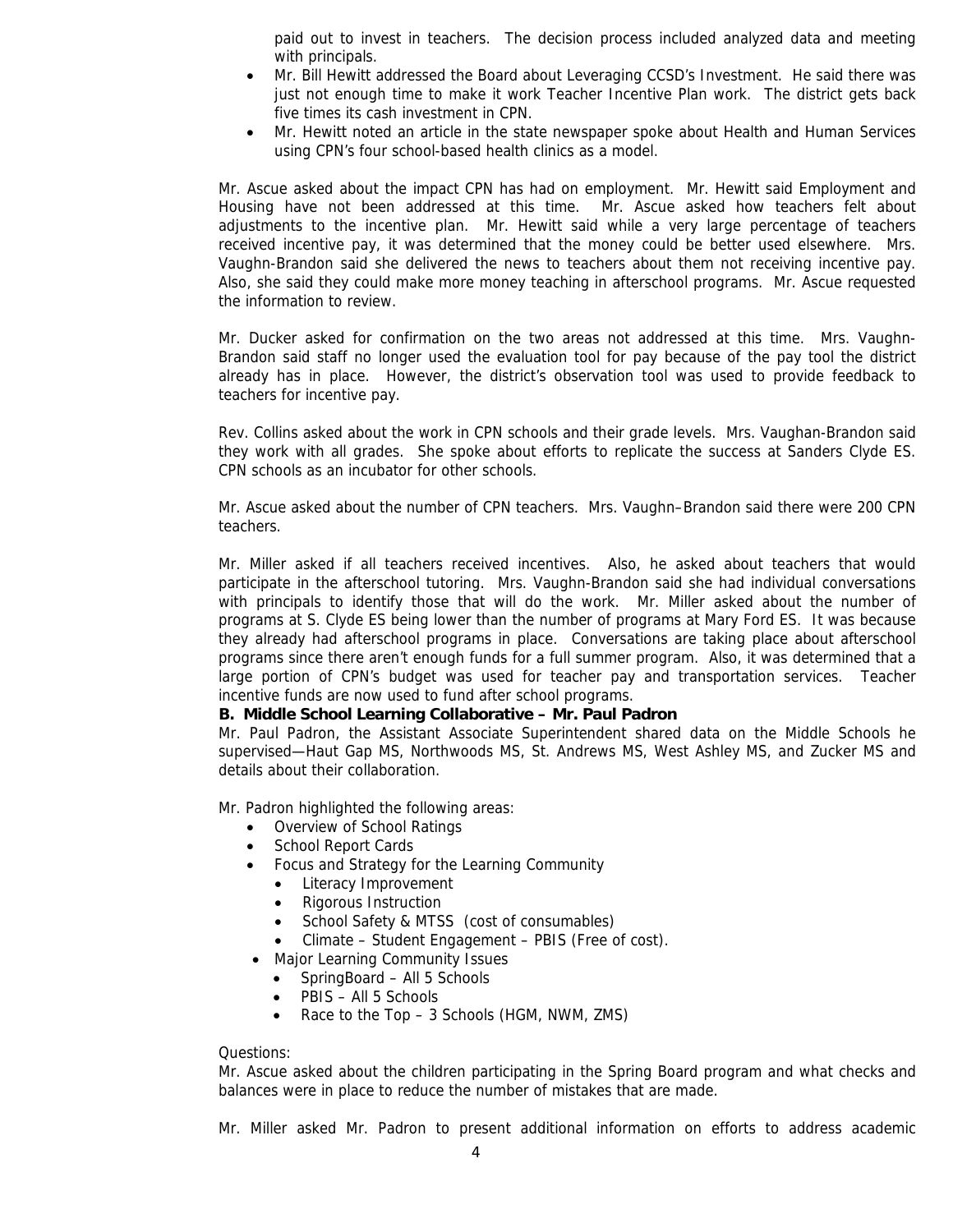paid out to invest in teachers. The decision process included analyzed data and meeting with principals.

- Mr. Bill Hewitt addressed the Board about Leveraging CCSD's Investment. He said there was just not enough time to make it work Teacher Incentive Plan work. The district gets back five times its cash investment in CPN.
- Mr. Hewitt noted an article in the state newspaper spoke about Health and Human Services using CPN's four school-based health clinics as a model.

Mr. Ascue asked about the impact CPN has had on employment. Mr. Hewitt said Employment and Housing have not been addressed at this time. Mr. Ascue asked how teachers felt about adjustments to the incentive plan. Mr. Hewitt said while a very large percentage of teachers received incentive pay, it was determined that the money could be better used elsewhere. Mrs. Vaughn-Brandon said she delivered the news to teachers about them not receiving incentive pay. Also, she said they could make more money teaching in afterschool programs. Mr. Ascue requested the information to review.

Mr. Ducker asked for confirmation on the two areas not addressed at this time. Mrs. Vaughn-Brandon said staff no longer used the evaluation tool for pay because of the pay tool the district already has in place. However, the district's observation tool was used to provide feedback to teachers for incentive pay.

Rev. Collins asked about the work in CPN schools and their grade levels. Mrs. Vaughan-Brandon said they work with all grades. She spoke about efforts to replicate the success at Sanders Clyde ES. CPN schools as an incubator for other schools.

Mr. Ascue asked about the number of CPN teachers. Mrs. Vaughn–Brandon said there were 200 CPN teachers.

Mr. Miller asked if all teachers received incentives. Also, he asked about teachers that would participate in the afterschool tutoring. Mrs. Vaughn-Brandon said she had individual conversations with principals to identify those that will do the work. Mr. Miller asked about the number of programs at S. Clyde ES being lower than the number of programs at Mary Ford ES. It was because they already had afterschool programs in place. Conversations are taking place about afterschool programs since there aren't enough funds for a full summer program. Also, it was determined that a large portion of CPN's budget was used for teacher pay and transportation services. Teacher incentive funds are now used to fund after school programs.

**B. Middle School Learning Collaborative – Mr. Paul Padron**

Mr. Paul Padron, the Assistant Associate Superintendent shared data on the Middle Schools he supervised—Haut Gap MS, Northwoods MS, St. Andrews MS, West Ashley MS, and Zucker MS and details about their collaboration.

Mr. Padron highlighted the following areas:

- Overview of School Ratings
- School Report Cards
- Focus and Strategy for the Learning Community
  - Literacy Improvement
  - Rigorous Instruction
  - School Safety & MTSS (cost of consumables)
  - Climate – Student Engagement – PBIS (Free of cost).
- Major Learning Community Issues
  - SpringBoard – All 5 Schools
  - PBIS – All 5 Schools
  - Race to the Top – 3 Schools (HGM, NWM, ZMS)

Questions:

Mr. Ascue asked about the children participating in the Spring Board program and what checks and balances were in place to reduce the number of mistakes that are made.

Mr. Miller asked Mr. Padron to present additional information on efforts to address academic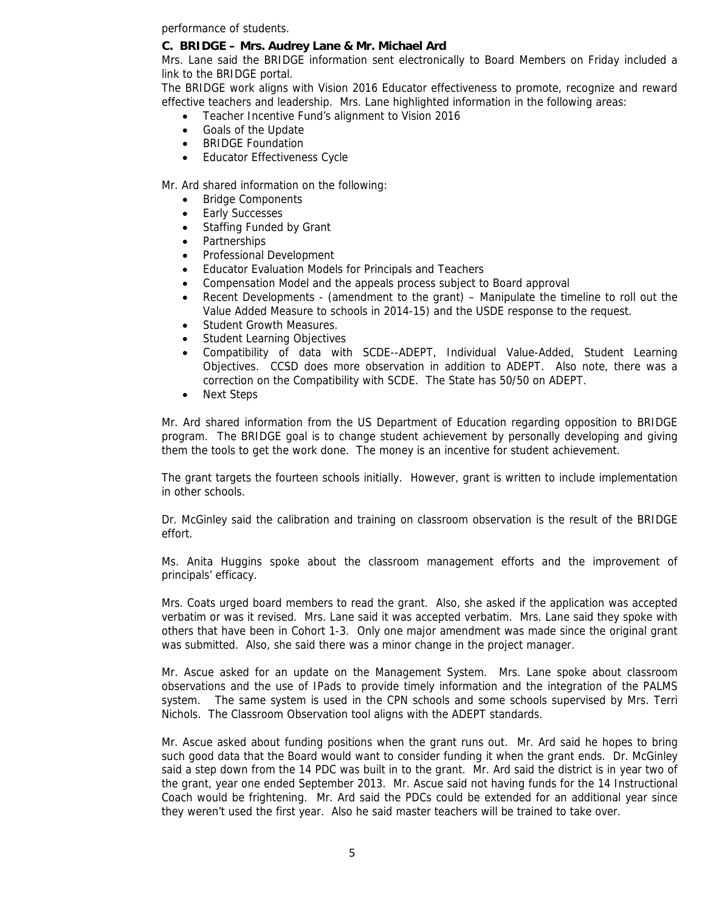performance of students.

**C. BRIDGE – Mrs. Audrey Lane & Mr. Michael Ard**

Mrs. Lane said the BRIDGE information sent electronically to Board Members on Friday included a link to the BRIDGE portal.

The BRIDGE work aligns with Vision 2016 Educator effectiveness to promote, recognize and reward effective teachers and leadership. Mrs. Lane highlighted information in the following areas:

- Teacher Incentive Fund's alignment to Vision 2016
- Goals of the Update
- BRIDGE Foundation
- Educator Effectiveness Cycle

Mr. Ard shared information on the following:

- Bridge Components
- Early Successes
- Staffing Funded by Grant
- Partnerships
- Professional Development
- Educator Evaluation Models for Principals and Teachers
- Compensation Model and the appeals process subject to Board approval
- Recent Developments - (amendment to the grant) – Manipulate the timeline to roll out the Value Added Measure to schools in 2014-15) and the USDE response to the request.
- Student Growth Measures.
- Student Learning Objectives
- Compatibility of data with SCDE--ADEPT, Individual Value-Added, Student Learning Objectives. CCSD does more observation in addition to ADEPT. Also note, there was a correction on the Compatibility with SCDE. The State has 50/50 on ADEPT.
- Next Steps

Mr. Ard shared information from the US Department of Education regarding opposition to BRIDGE program. The BRIDGE goal is to change student achievement by personally developing and giving them the tools to get the work done. The money is an incentive for student achievement.

The grant targets the fourteen schools initially. However, grant is written to include implementation in other schools.

Dr. McGinley said the calibration and training on classroom observation is the result of the BRIDGE effort.

Ms. Anita Huggins spoke about the classroom management efforts and the improvement of principals' efficacy.

Mrs. Coats urged board members to read the grant. Also, she asked if the application was accepted verbatim or was it revised. Mrs. Lane said it was accepted verbatim. Mrs. Lane said they spoke with others that have been in Cohort 1-3. Only one major amendment was made since the original grant was submitted. Also, she said there was a minor change in the project manager.

Mr. Ascue asked for an update on the Management System. Mrs. Lane spoke about classroom observations and the use of IPads to provide timely information and the integration of the PALMS system. The same system is used in the CPN schools and some schools supervised by Mrs. Terri Nichols. The Classroom Observation tool aligns with the ADEPT standards.

Mr. Ascue asked about funding positions when the grant runs out. Mr. Ard said he hopes to bring such good data that the Board would want to consider funding it when the grant ends. Dr. McGinley said a step down from the 14 PDC was built in to the grant. Mr. Ard said the district is in year two of the grant, year one ended September 2013. Mr. Ascue said not having funds for the 14 Instructional Coach would be frightening. Mr. Ard said the PDCs could be extended for an additional year since they weren't used the first year. Also he said master teachers will be trained to take over.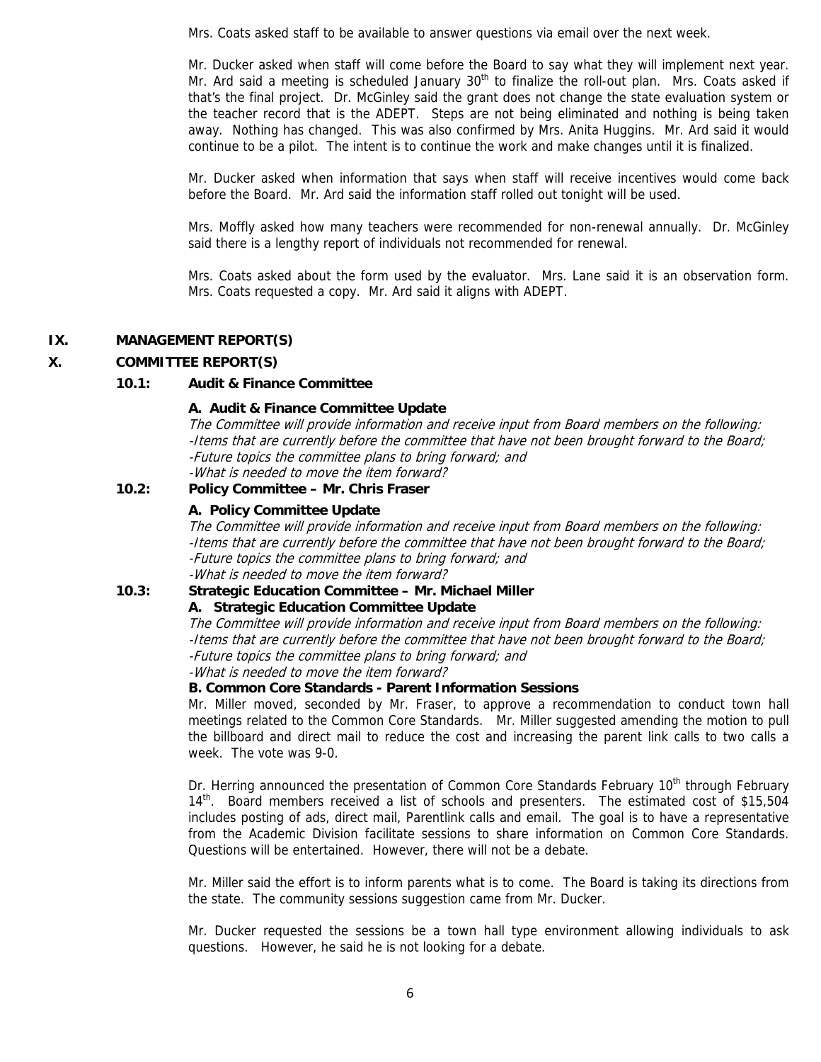Mrs. Coats asked staff to be available to answer questions via email over the next week.

Mr. Ducker asked when staff will come before the Board to say what they will implement next year. Mr. Ard said a meeting is scheduled January 30th to finalize the roll-out plan. Mrs. Coats asked if that's the final project. Dr. McGinley said the grant does not change the state evaluation system or the teacher record that is the ADEPT. Steps are not being eliminated and nothing is being taken away. Nothing has changed. This was also confirmed by Mrs. Anita Huggins. Mr. Ard said it would continue to be a pilot. The intent is to continue the work and make changes until it is finalized.

Mr. Ducker asked when information that says when staff will receive incentives would come back before the Board. Mr. Ard said the information staff rolled out tonight will be used.

Mrs. Moffly asked how many teachers were recommended for non-renewal annually. Dr. McGinley said there is a lengthy report of individuals not recommended for renewal.

Mrs. Coats asked about the form used by the evaluator. Mrs. Lane said it is an observation form. Mrs. Coats requested a copy. Mr. Ard said it aligns with ADEPT.

## IX. MANAGEMENT REPORT(S)

## X. COMMITTEE REPORT(S)

### 10.1: Audit & Finance Committee

**A. Audit & Finance Committee Update**

*The Committee will provide information and receive input from Board members on the following:*
*-Items that are currently before the committee that have not been brought forward to the Board;*
*-Future topics the committee plans to bring forward; and*
*-What is needed to move the item forward?*

### 10.2: Policy Committee – Mr. Chris Fraser

**A. Policy Committee Update**

*The Committee will provide information and receive input from Board members on the following:*
*-Items that are currently before the committee that have not been brought forward to the Board;*
*-Future topics the committee plans to bring forward; and*
*-What is needed to move the item forward?*

### 10.3: Strategic Education Committee – Mr. Michael Miller

**A. Strategic Education Committee Update**

*The Committee will provide information and receive input from Board members on the following:*
*-Items that are currently before the committee that have not been brought forward to the Board;*
*-Future topics the committee plans to bring forward; and*
*-What is needed to move the item forward?*

**B. Common Core Standards - Parent Information Sessions**

Mr. Miller moved, seconded by Mr. Fraser, to approve a recommendation to conduct town hall meetings related to the Common Core Standards. Mr. Miller suggested amending the motion to pull the billboard and direct mail to reduce the cost and increasing the parent link calls to two calls a week. The vote was 9-0.

Dr. Herring announced the presentation of Common Core Standards February 10th through February 14th. Board members received a list of schools and presenters. The estimated cost of $15,504 includes posting of ads, direct mail, Parentlink calls and email. The goal is to have a representative from the Academic Division facilitate sessions to share information on Common Core Standards. Questions will be entertained. However, there will not be a debate.

Mr. Miller said the effort is to inform parents what is to come. The Board is taking its directions from the state. The community sessions suggestion came from Mr. Ducker.

Mr. Ducker requested the sessions be a town hall type environment allowing individuals to ask questions. However, he said he is not looking for a debate.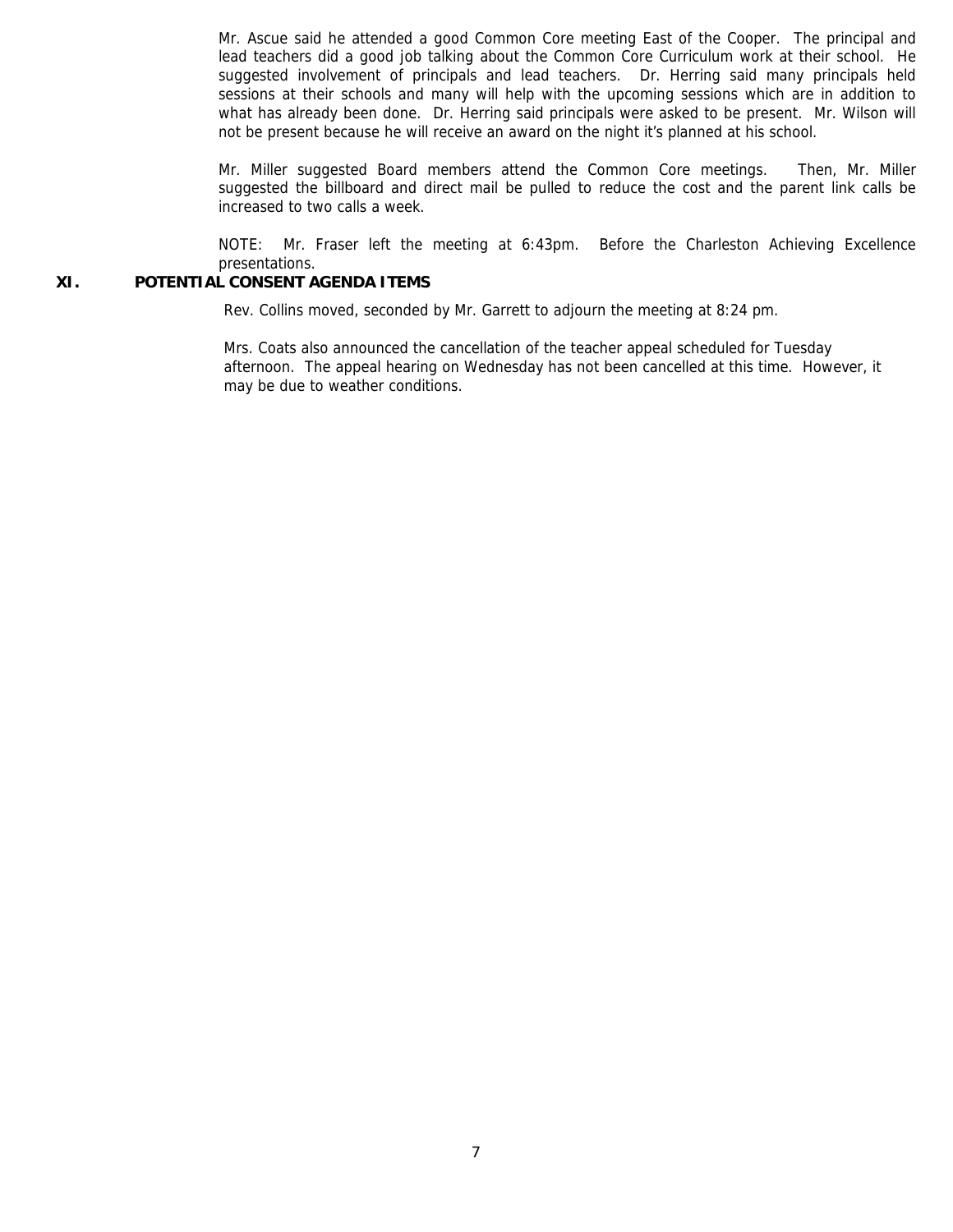Mr. Ascue said he attended a good Common Core meeting East of the Cooper. The principal and lead teachers did a good job talking about the Common Core Curriculum work at their school. He suggested involvement of principals and lead teachers. Dr. Herring said many principals held sessions at their schools and many will help with the upcoming sessions which are in addition to what has already been done. Dr. Herring said principals were asked to be present. Mr. Wilson will not be present because he will receive an award on the night it's planned at his school.

Mr. Miller suggested Board members attend the Common Core meetings. Then, Mr. Miller suggested the billboard and direct mail be pulled to reduce the cost and the parent link calls be increased to two calls a week.

NOTE: Mr. Fraser left the meeting at 6:43pm. Before the Charleston Achieving Excellence presentations.

## XI. POTENTIAL CONSENT AGENDA ITEMS

Rev. Collins moved, seconded by Mr. Garrett to adjourn the meeting at 8:24 pm.

Mrs. Coats also announced the cancellation of the teacher appeal scheduled for Tuesday afternoon. The appeal hearing on Wednesday has not been cancelled at this time. However, it may be due to weather conditions.